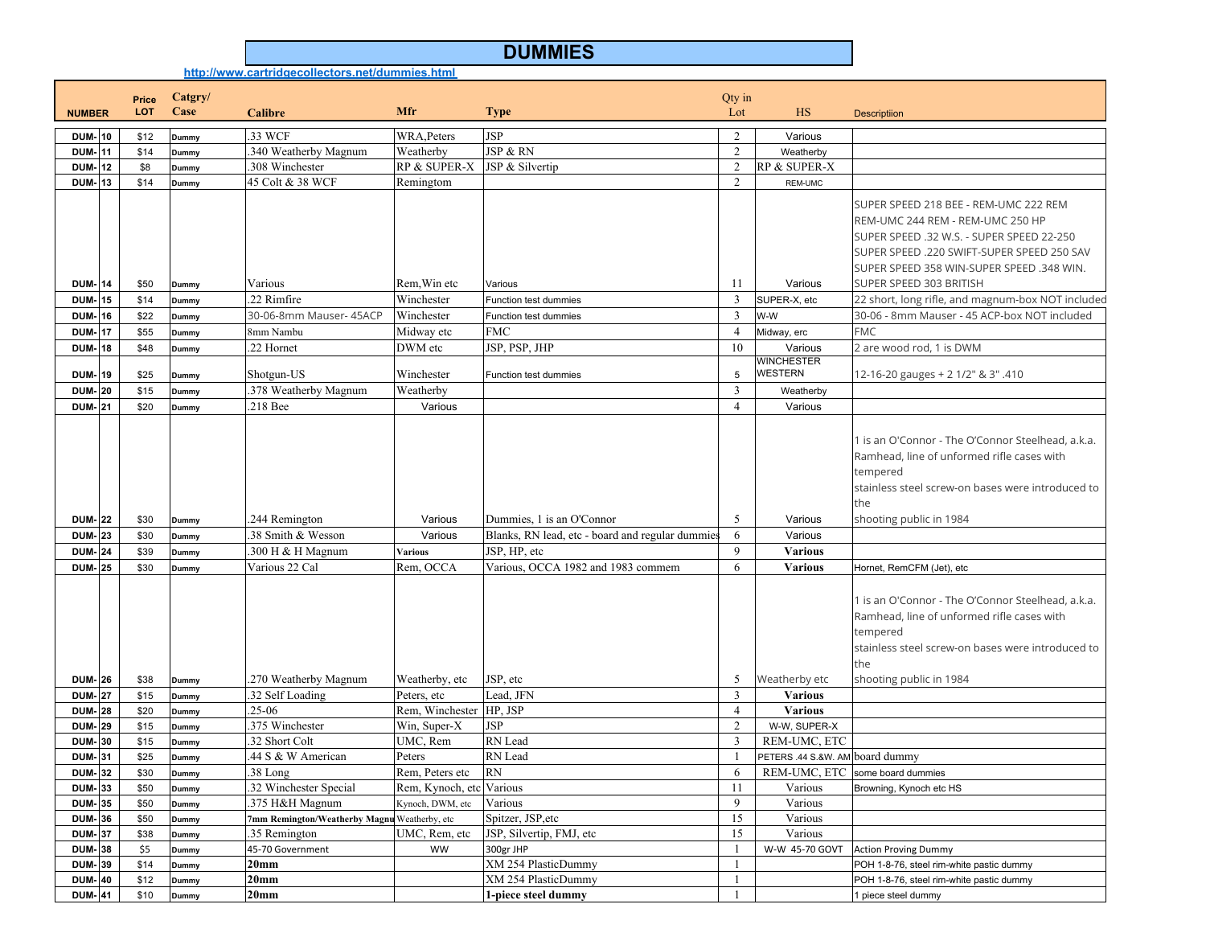# DUMMIES

http://www.cartridgecollectors.net/dummies.html

| NUMBER | | Price LOT | Catgry/ Case | Calibre | Mfr | Type | Qty in Lot | HS | Descriptiion |
|---|---|---|---|---|---|---|---|---|---|
| DUM- | 10 | $12 | Dummy | .33 WCF | WRA,Peters | JSP | 2 | Various | |
| DUM- | 11 | $14 | Dummy | .340 Weatherby Magnum | Weatherby | JSP & RN | 2 | Weatherby | |
| DUM- | 12 | $8 | Dummy | .308 Winchester | RP & SUPER-X | JSP & Silvertip | 2 | RP & SUPER-X | |
| DUM- | 13 | $14 | Dummy | 45 Colt & 38 WCF | Remingtom | | 2 | REM-UMC | |
| DUM- | 14 | $50 | Dummy | Various | Rem,Win etc | Various | 11 | Various | SUPER SPEED 218 BEE - REM-UMC 222 REM REM-UMC 244 REM - REM-UMC 250 HP SUPER SPEED .32 W.S. - SUPER SPEED 22-250 SUPER SPEED .220 SWIFT-SUPER SPEED 250 SAV SUPER SPEED 358 WIN-SUPER SPEED .348 WIN. SUPER SPEED 303 BRITISH |
| DUM- | 15 | $14 | Dummy | .22 Rimfire | Winchester | Function test dummies | 3 | SUPER-X, etc | 22 short, long rifle, and magnum-box NOT included |
| DUM- | 16 | $22 | Dummy | 30-06-8mm Mauser- 45ACP | Winchester | Function test dummies | 3 | W-W | 30-06 - 8mm Mauser - 45 ACP-box NOT included |
| DUM- | 17 | $55 | Dummy | 8mm Nambu | Midway etc | FMC | 4 | Midway, erc | FMC |
| DUM- | 18 | $48 | Dummy | .22 Hornet | DWM etc | JSP, PSP, JHP | 10 | Various | 2 are wood rod, 1 is DWM |
| DUM- | 19 | $25 | Dummy | Shotgun-US | Winchester | Function test dummies | 5 | WINCHESTER WESTERN | 12-16-20 gauges + 2 1/2" & 3" .410 |
| DUM- | 20 | $15 | Dummy | .378 Weatherby Magnum | Weatherby | | 3 | Weatherby | |
| DUM- | 21 | $20 | Dummy | .218 Bee | Various | | 4 | Various | |
| DUM- | 22 | $30 | Dummy | .244 Remington | Various | Dummies, 1 is an O'Connor | 5 | Various | 1 is an O'Connor - The O'Connor Steelhead, a.k.a. Ramhead, line of unformed rifle cases with tempered stainless steel screw-on bases were introduced to the shooting public in 1984 |
| DUM- | 23 | $30 | Dummy | .38 Smith & Wesson | Various | Blanks, RN lead, etc - board and regular dummies | 6 | Various | |
| DUM- | 24 | $39 | Dummy | .300 H & H Magnum | **Various** | JSP, HP, etc | 9 | **Various** | |
| DUM- | 25 | $30 | Dummy | Various 22 Cal | Rem, OCCA | Various, OCCA 1982 and 1983 commem | 6 | **Various** | Hornet, RemCFM (Jet), etc |
| DUM- | 26 | $38 | Dummy | .270 Weatherby Magnum | Weatherby, etc | JSP, etc | 5 | Weatherby etc | 1 is an O'Connor - The O'Connor Steelhead, a.k.a. Ramhead, line of unformed rifle cases with tempered stainless steel screw-on bases were introduced to the shooting public in 1984 |
| DUM- | 27 | $15 | Dummy | .32 Self Loading | Peters, etc | Lead, JFN | 3 | **Various** | |
| DUM- | 28 | $20 | Dummy | .25-06 | Rem, Winchester | HP, JSP | 4 | **Various** | |
| DUM- | 29 | $15 | Dummy | .375 Winchester | Win, Super-X | JSP | 2 | W-W, SUPER-X | |
| DUM- | 30 | $15 | Dummy | .32 Short Colt | UMC, Rem | RN Lead | 3 | REM-UMC, ETC | |
| DUM- | 31 | $25 | Dummy | .44 S & W American | Peters | RN Lead | 1 | PETERS .44 S.&W. AM | board dummy |
| DUM- | 32 | $30 | Dummy | .38 Long | Rem, Peters etc | RN | 6 | REM-UMC, ETC | some board dummies |
| DUM- | 33 | $50 | Dummy | .32 Winchester Special | Rem, Kynoch, etc | Various | 11 | Various | Browning, Kynoch etc HS |
| DUM- | 35 | $50 | Dummy | .375 H&H Magnum | Kynoch, DWM, etc | Various | 9 | Various | |
| DUM- | 36 | $50 | Dummy | **7mm Remington/Weatherby Magnu** | Weatherby, etc | Spitzer, JSP,etc | 15 | Various | |
| DUM- | 37 | $38 | Dummy | .35 Remington | UMC, Rem, etc | JSP, Silvertip, FMJ, etc | 15 | Various | |
| DUM- | 38 | $5 | Dummy | 45-70 Government | WW | 300gr JHP | 1 | W-W 45-70 GOVT | Action Proving Dummy |
| DUM- | 39 | $14 | Dummy | **20mm** | | XM 254 PlasticDummy | 1 | | POH 1-8-76, steel rim-white pastic dummy |
| DUM- | 40 | $12 | Dummy | **20mm** | | XM 254 PlasticDummy | 1 | | POH 1-8-76, steel rim-white pastic dummy |
| DUM- | 41 | $10 | Dummy | **20mm** | | **1-piece steel dummy** | 1 | | 1 piece steel dummy |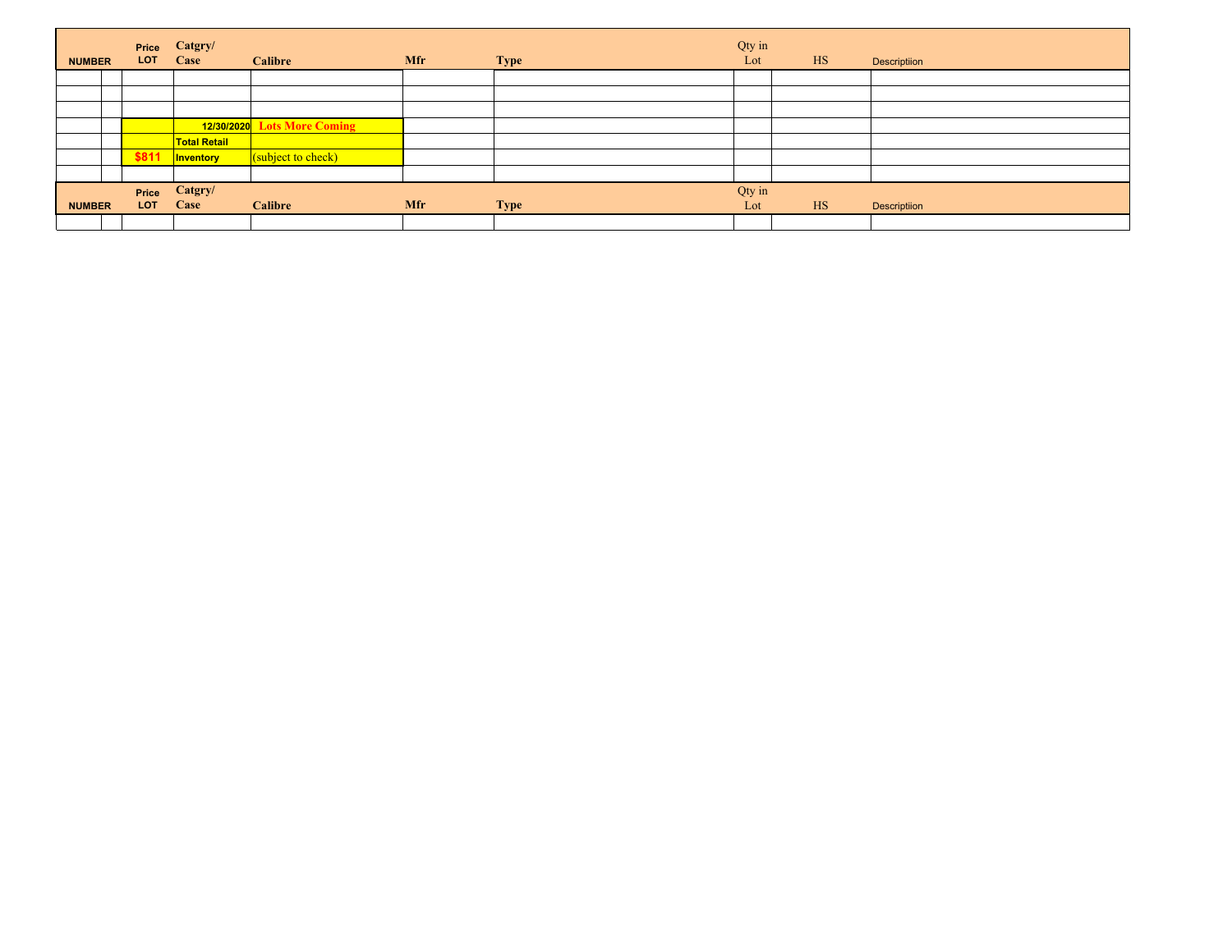| NUMBER | | Price LOT | Catgry/ Case | Calibre | Mfr | Type | Qty in Lot | HS | Descriptiion |
|---|---|---|---|---|---|---|---|---|---|
| | | | | | | | | | |
| | | | | | | | | | |
| | | | | | | | | | |
| | | | 12/30/2020 | Lots More Coming | | | | | |
| | | | Total Retail | | | | | | |
| | | $811 | Inventory | (subject to check) | | | | | |
| | | | | | | | | | |
| NUMBER | | Price LOT | Catgry/ Case | Calibre | Mfr | Type | Qty in Lot | HS | Descriptiion |
| | | | | | | | | | |